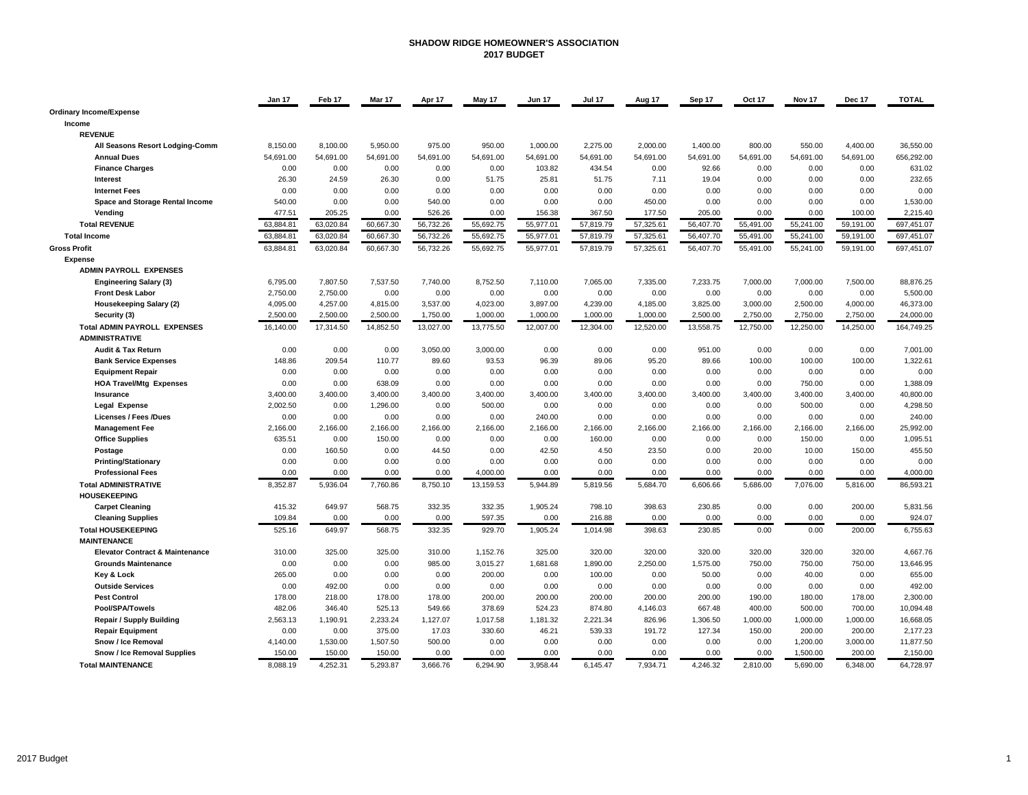# SHADOW RIDGE HOMEOWNER'S ASSOCIATION
## 2017 BUDGET

| | Jan 17 | Feb 17 | Mar 17 | Apr 17 | May 17 | Jun 17 | Jul 17 | Aug 17 | Sep 17 | Oct 17 | Nov 17 | Dec 17 | TOTAL |
|---|---|---|---|---|---|---|---|---|---|---|---|---|---|
| **Ordinary Income/Expense** | | | | | | | | | | | | | |
| **Income** | | | | | | | | | | | | | |
| **REVENUE** | | | | | | | | | | | | | |
| **All Seasons Resort Lodging-Comm** | 8,150.00 | 8,100.00 | 5,950.00 | 975.00 | 950.00 | 1,000.00 | 2,275.00 | 2,000.00 | 1,400.00 | 800.00 | 550.00 | 4,400.00 | 36,550.00 |
| **Annual Dues** | 54,691.00 | 54,691.00 | 54,691.00 | 54,691.00 | 54,691.00 | 54,691.00 | 54,691.00 | 54,691.00 | 54,691.00 | 54,691.00 | 54,691.00 | 54,691.00 | 656,292.00 |
| **Finance Charges** | 0.00 | 0.00 | 0.00 | 0.00 | 0.00 | 103.82 | 434.54 | 0.00 | 92.66 | 0.00 | 0.00 | 0.00 | 631.02 |
| **Interest** | 26.30 | 24.59 | 26.30 | 0.00 | 51.75 | 25.81 | 51.75 | 7.11 | 19.04 | 0.00 | 0.00 | 0.00 | 232.65 |
| **Internet Fees** | 0.00 | 0.00 | 0.00 | 0.00 | 0.00 | 0.00 | 0.00 | 0.00 | 0.00 | 0.00 | 0.00 | 0.00 | 0.00 |
| **Space and Storage Rental Income** | 540.00 | 0.00 | 0.00 | 540.00 | 0.00 | 0.00 | 0.00 | 450.00 | 0.00 | 0.00 | 0.00 | 0.00 | 1,530.00 |
| **Vending** | 477.51 | 205.25 | 0.00 | 526.26 | 0.00 | 156.38 | 367.50 | 177.50 | 205.00 | 0.00 | 0.00 | 100.00 | 2,215.40 |
| **Total REVENUE** | 63,884.81 | 63,020.84 | 60,667.30 | 56,732.26 | 55,692.75 | 55,977.01 | 57,819.79 | 57,325.61 | 56,407.70 | 55,491.00 | 55,241.00 | 59,191.00 | 697,451.07 |
| **Total Income** | 63,884.81 | 63,020.84 | 60,667.30 | 56,732.26 | 55,692.75 | 55,977.01 | 57,819.79 | 57,325.61 | 56,407.70 | 55,491.00 | 55,241.00 | 59,191.00 | 697,451.07 |
| **Gross Profit** | 63,884.81 | 63,020.84 | 60,667.30 | 56,732.26 | 55,692.75 | 55,977.01 | 57,819.79 | 57,325.61 | 56,407.70 | 55,491.00 | 55,241.00 | 59,191.00 | 697,451.07 |
| **Expense** | | | | | | | | | | | | | |
| **ADMIN PAYROLL EXPENSES** | | | | | | | | | | | | | |
| **Engineering Salary (3)** | 6,795.00 | 7,807.50 | 7,537.50 | 7,740.00 | 8,752.50 | 7,110.00 | 7,065.00 | 7,335.00 | 7,233.75 | 7,000.00 | 7,000.00 | 7,500.00 | 88,876.25 |
| **Front Desk Labor** | 2,750.00 | 2,750.00 | 0.00 | 0.00 | 0.00 | 0.00 | 0.00 | 0.00 | 0.00 | 0.00 | 0.00 | 0.00 | 5,500.00 |
| **Housekeeping Salary (2)** | 4,095.00 | 4,257.00 | 4,815.00 | 3,537.00 | 4,023.00 | 3,897.00 | 4,239.00 | 4,185.00 | 3,825.00 | 3,000.00 | 2,500.00 | 4,000.00 | 46,373.00 |
| **Security (3)** | 2,500.00 | 2,500.00 | 2,500.00 | 1,750.00 | 1,000.00 | 1,000.00 | 1,000.00 | 1,000.00 | 2,500.00 | 2,750.00 | 2,750.00 | 2,750.00 | 24,000.00 |
| **Total ADMIN PAYROLL EXPENSES** | 16,140.00 | 17,314.50 | 14,852.50 | 13,027.00 | 13,775.50 | 12,007.00 | 12,304.00 | 12,520.00 | 13,558.75 | 12,750.00 | 12,250.00 | 14,250.00 | 164,749.25 |
| **ADMINISTRATIVE** | | | | | | | | | | | | | |
| **Audit & Tax Return** | 0.00 | 0.00 | 0.00 | 3,050.00 | 3,000.00 | 0.00 | 0.00 | 0.00 | 951.00 | 0.00 | 0.00 | 0.00 | 7,001.00 |
| **Bank Service Expenses** | 148.86 | 209.54 | 110.77 | 89.60 | 93.53 | 96.39 | 89.06 | 95.20 | 89.66 | 100.00 | 100.00 | 100.00 | 1,322.61 |
| **Equipment Repair** | 0.00 | 0.00 | 0.00 | 0.00 | 0.00 | 0.00 | 0.00 | 0.00 | 0.00 | 0.00 | 0.00 | 0.00 | 0.00 |
| **HOA Travel/Mtg Expenses** | 0.00 | 0.00 | 638.09 | 0.00 | 0.00 | 0.00 | 0.00 | 0.00 | 0.00 | 0.00 | 750.00 | 0.00 | 1,388.09 |
| **Insurance** | 3,400.00 | 3,400.00 | 3,400.00 | 3,400.00 | 3,400.00 | 3,400.00 | 3,400.00 | 3,400.00 | 3,400.00 | 3,400.00 | 3,400.00 | 3,400.00 | 40,800.00 |
| **Legal Expense** | 2,002.50 | 0.00 | 1,296.00 | 0.00 | 500.00 | 0.00 | 0.00 | 0.00 | 0.00 | 0.00 | 500.00 | 0.00 | 4,298.50 |
| **Licenses / Fees /Dues** | 0.00 | 0.00 | 0.00 | 0.00 | 0.00 | 240.00 | 0.00 | 0.00 | 0.00 | 0.00 | 0.00 | 0.00 | 240.00 |
| **Management Fee** | 2,166.00 | 2,166.00 | 2,166.00 | 2,166.00 | 2,166.00 | 2,166.00 | 2,166.00 | 2,166.00 | 2,166.00 | 2,166.00 | 2,166.00 | 2,166.00 | 25,992.00 |
| **Office Supplies** | 635.51 | 0.00 | 150.00 | 0.00 | 0.00 | 0.00 | 160.00 | 0.00 | 0.00 | 0.00 | 150.00 | 0.00 | 1,095.51 |
| **Postage** | 0.00 | 160.50 | 0.00 | 44.50 | 0.00 | 42.50 | 4.50 | 23.50 | 0.00 | 20.00 | 10.00 | 150.00 | 455.50 |
| **Printing/Stationary** | 0.00 | 0.00 | 0.00 | 0.00 | 0.00 | 0.00 | 0.00 | 0.00 | 0.00 | 0.00 | 0.00 | 0.00 | 0.00 |
| **Professional Fees** | 0.00 | 0.00 | 0.00 | 0.00 | 4,000.00 | 0.00 | 0.00 | 0.00 | 0.00 | 0.00 | 0.00 | 0.00 | 4,000.00 |
| **Total ADMINISTRATIVE** | 8,352.87 | 5,936.04 | 7,760.86 | 8,750.10 | 13,159.53 | 5,944.89 | 5,819.56 | 5,684.70 | 6,606.66 | 5,686.00 | 7,076.00 | 5,816.00 | 86,593.21 |
| **HOUSEKEEPING** | | | | | | | | | | | | | |
| **Carpet Cleaning** | 415.32 | 649.97 | 568.75 | 332.35 | 332.35 | 1,905.24 | 798.10 | 398.63 | 230.85 | 0.00 | 0.00 | 200.00 | 5,831.56 |
| **Cleaning Supplies** | 109.84 | 0.00 | 0.00 | 0.00 | 597.35 | 0.00 | 216.88 | 0.00 | 0.00 | 0.00 | 0.00 | 0.00 | 924.07 |
| **Total HOUSEKEEPING** | 525.16 | 649.97 | 568.75 | 332.35 | 929.70 | 1,905.24 | 1,014.98 | 398.63 | 230.85 | 0.00 | 0.00 | 200.00 | 6,755.63 |
| **MAINTENANCE** | | | | | | | | | | | | | |
| **Elevator Contract & Maintenance** | 310.00 | 325.00 | 325.00 | 310.00 | 1,152.76 | 325.00 | 320.00 | 320.00 | 320.00 | 320.00 | 320.00 | 320.00 | 4,667.76 |
| **Grounds Maintenance** | 0.00 | 0.00 | 0.00 | 985.00 | 3,015.27 | 1,681.68 | 1,890.00 | 2,250.00 | 1,575.00 | 750.00 | 750.00 | 750.00 | 13,646.95 |
| **Key & Lock** | 265.00 | 0.00 | 0.00 | 0.00 | 200.00 | 0.00 | 100.00 | 0.00 | 50.00 | 0.00 | 40.00 | 0.00 | 655.00 |
| **Outside Services** | 0.00 | 492.00 | 0.00 | 0.00 | 0.00 | 0.00 | 0.00 | 0.00 | 0.00 | 0.00 | 0.00 | 0.00 | 492.00 |
| **Pest Control** | 178.00 | 218.00 | 178.00 | 178.00 | 200.00 | 200.00 | 200.00 | 200.00 | 200.00 | 190.00 | 180.00 | 178.00 | 2,300.00 |
| **Pool/SPA/Towels** | 482.06 | 346.40 | 525.13 | 549.66 | 378.69 | 524.23 | 874.80 | 4,146.03 | 667.48 | 400.00 | 500.00 | 700.00 | 10,094.48 |
| **Repair / Supply Building** | 2,563.13 | 1,190.91 | 2,233.24 | 1,127.07 | 1,017.58 | 1,181.32 | 2,221.34 | 826.96 | 1,306.50 | 1,000.00 | 1,000.00 | 1,000.00 | 16,668.05 |
| **Repair Equipment** | 0.00 | 0.00 | 375.00 | 17.03 | 330.60 | 46.21 | 539.33 | 191.72 | 127.34 | 150.00 | 200.00 | 200.00 | 2,177.23 |
| **Snow / Ice Removal** | 4,140.00 | 1,530.00 | 1,507.50 | 500.00 | 0.00 | 0.00 | 0.00 | 0.00 | 0.00 | 0.00 | 1,200.00 | 3,000.00 | 11,877.50 |
| **Snow / Ice Removal Supplies** | 150.00 | 150.00 | 150.00 | 0.00 | 0.00 | 0.00 | 0.00 | 0.00 | 0.00 | 0.00 | 1,500.00 | 200.00 | 2,150.00 |
| **Total MAINTENANCE** | 8,088.19 | 4,252.31 | 5,293.87 | 3,666.76 | 6,294.90 | 3,958.44 | 6,145.47 | 7,934.71 | 4,246.32 | 2,810.00 | 5,690.00 | 6,348.00 | 64,728.97 |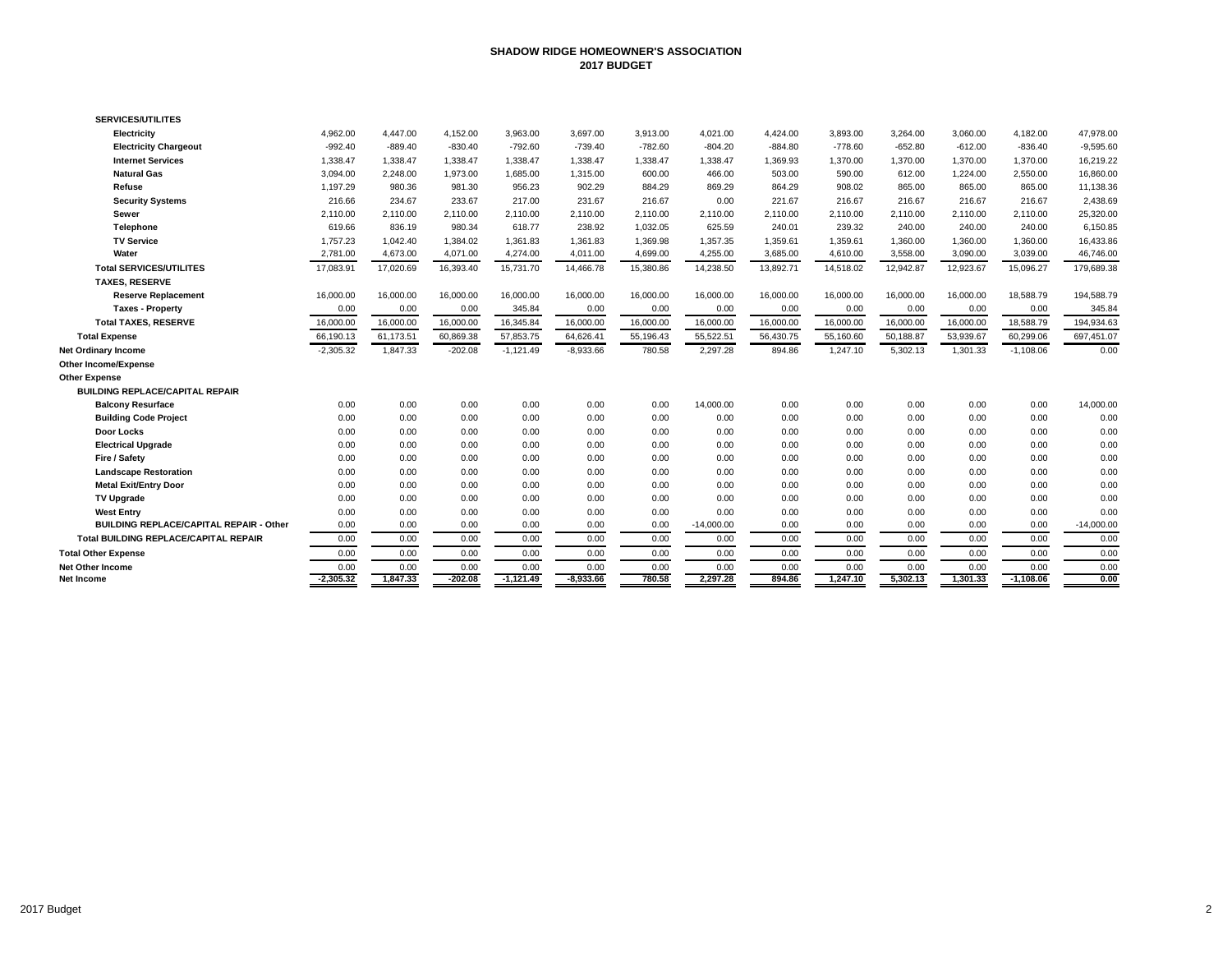# SHADOW RIDGE HOMEOWNER'S ASSOCIATION
## 2017 BUDGET

| | | | | | | | | | | | | | |
|---|---|---|---|---|---|---|---|---|---|---|---|---|---|
| **SERVICES/UTILITES** | | | | | | | | | | | | | |
| **Electricity** | 4,962.00 | 4,447.00 | 4,152.00 | 3,963.00 | 3,697.00 | 3,913.00 | 4,021.00 | 4,424.00 | 3,893.00 | 3,264.00 | 3,060.00 | 4,182.00 | 47,978.00 |
| **Electricity Chargeout** | -992.40 | -889.40 | -830.40 | -792.60 | -739.40 | -782.60 | -804.20 | -884.80 | -778.60 | -652.80 | -612.00 | -836.40 | -9,595.60 |
| **Internet Services** | 1,338.47 | 1,338.47 | 1,338.47 | 1,338.47 | 1,338.47 | 1,338.47 | 1,338.47 | 1,369.93 | 1,370.00 | 1,370.00 | 1,370.00 | 1,370.00 | 16,219.22 |
| **Natural Gas** | 3,094.00 | 2,248.00 | 1,973.00 | 1,685.00 | 1,315.00 | 600.00 | 466.00 | 503.00 | 590.00 | 612.00 | 1,224.00 | 2,550.00 | 16,860.00 |
| **Refuse** | 1,197.29 | 980.36 | 981.30 | 956.23 | 902.29 | 884.29 | 869.29 | 864.29 | 908.02 | 865.00 | 865.00 | 865.00 | 11,138.36 |
| **Security Systems** | 216.66 | 234.67 | 233.67 | 217.00 | 231.67 | 216.67 | 0.00 | 221.67 | 216.67 | 216.67 | 216.67 | 216.67 | 2,438.69 |
| **Sewer** | 2,110.00 | 2,110.00 | 2,110.00 | 2,110.00 | 2,110.00 | 2,110.00 | 2,110.00 | 2,110.00 | 2,110.00 | 2,110.00 | 2,110.00 | 2,110.00 | 25,320.00 |
| **Telephone** | 619.66 | 836.19 | 980.34 | 618.77 | 238.92 | 1,032.05 | 625.59 | 240.01 | 239.32 | 240.00 | 240.00 | 240.00 | 6,150.85 |
| **TV Service** | 1,757.23 | 1,042.40 | 1,384.02 | 1,361.83 | 1,361.83 | 1,369.98 | 1,357.35 | 1,359.61 | 1,359.61 | 1,360.00 | 1,360.00 | 1,360.00 | 16,433.86 |
| **Water** | 2,781.00 | 4,673.00 | 4,071.00 | 4,274.00 | 4,011.00 | 4,699.00 | 4,255.00 | 3,685.00 | 4,610.00 | 3,558.00 | 3,090.00 | 3,039.00 | 46,746.00 |
| **Total SERVICES/UTILITES** | 17,083.91 | 17,020.69 | 16,393.40 | 15,731.70 | 14,466.78 | 15,380.86 | 14,238.50 | 13,892.71 | 14,518.02 | 12,942.87 | 12,923.67 | 15,096.27 | 179,689.38 |
| **TAXES, RESERVE** | | | | | | | | | | | | | |
| **Reserve Replacement** | 16,000.00 | 16,000.00 | 16,000.00 | 16,000.00 | 16,000.00 | 16,000.00 | 16,000.00 | 16,000.00 | 16,000.00 | 16,000.00 | 16,000.00 | 18,588.79 | 194,588.79 |
| **Taxes - Property** | 0.00 | 0.00 | 0.00 | 345.84 | 0.00 | 0.00 | 0.00 | 0.00 | 0.00 | 0.00 | 0.00 | 0.00 | 345.84 |
| **Total TAXES, RESERVE** | 16,000.00 | 16,000.00 | 16,000.00 | 16,345.84 | 16,000.00 | 16,000.00 | 16,000.00 | 16,000.00 | 16,000.00 | 16,000.00 | 16,000.00 | 18,588.79 | 194,934.63 |
| **Total Expense** | 66,190.13 | 61,173.51 | 60,869.38 | 57,853.75 | 64,626.41 | 55,196.43 | 55,522.51 | 56,430.75 | 55,160.60 | 50,188.87 | 53,939.67 | 60,299.06 | 697,451.07 |
| **Net Ordinary Income** | -2,305.32 | 1,847.33 | -202.08 | -1,121.49 | -8,933.66 | 780.58 | 2,297.28 | 894.86 | 1,247.10 | 5,302.13 | 1,301.33 | -1,108.06 | 0.00 |
| **Other Income/Expense** | | | | | | | | | | | | | |
| **Other Expense** | | | | | | | | | | | | | |
| **BUILDING REPLACE/CAPITAL REPAIR** | | | | | | | | | | | | | |
| **Balcony Resurface** | 0.00 | 0.00 | 0.00 | 0.00 | 0.00 | 0.00 | 14,000.00 | 0.00 | 0.00 | 0.00 | 0.00 | 0.00 | 14,000.00 |
| **Building Code Project** | 0.00 | 0.00 | 0.00 | 0.00 | 0.00 | 0.00 | 0.00 | 0.00 | 0.00 | 0.00 | 0.00 | 0.00 | 0.00 |
| **Door Locks** | 0.00 | 0.00 | 0.00 | 0.00 | 0.00 | 0.00 | 0.00 | 0.00 | 0.00 | 0.00 | 0.00 | 0.00 | 0.00 |
| **Electrical Upgrade** | 0.00 | 0.00 | 0.00 | 0.00 | 0.00 | 0.00 | 0.00 | 0.00 | 0.00 | 0.00 | 0.00 | 0.00 | 0.00 |
| **Fire / Safety** | 0.00 | 0.00 | 0.00 | 0.00 | 0.00 | 0.00 | 0.00 | 0.00 | 0.00 | 0.00 | 0.00 | 0.00 | 0.00 |
| **Landscape Restoration** | 0.00 | 0.00 | 0.00 | 0.00 | 0.00 | 0.00 | 0.00 | 0.00 | 0.00 | 0.00 | 0.00 | 0.00 | 0.00 |
| **Metal Exit/Entry Door** | 0.00 | 0.00 | 0.00 | 0.00 | 0.00 | 0.00 | 0.00 | 0.00 | 0.00 | 0.00 | 0.00 | 0.00 | 0.00 |
| **TV Upgrade** | 0.00 | 0.00 | 0.00 | 0.00 | 0.00 | 0.00 | 0.00 | 0.00 | 0.00 | 0.00 | 0.00 | 0.00 | 0.00 |
| **West Entry** | 0.00 | 0.00 | 0.00 | 0.00 | 0.00 | 0.00 | 0.00 | 0.00 | 0.00 | 0.00 | 0.00 | 0.00 | 0.00 |
| **BUILDING REPLACE/CAPITAL REPAIR - Other** | 0.00 | 0.00 | 0.00 | 0.00 | 0.00 | 0.00 | -14,000.00 | 0.00 | 0.00 | 0.00 | 0.00 | 0.00 | -14,000.00 |
| **Total BUILDING REPLACE/CAPITAL REPAIR** | 0.00 | 0.00 | 0.00 | 0.00 | 0.00 | 0.00 | 0.00 | 0.00 | 0.00 | 0.00 | 0.00 | 0.00 | 0.00 |
| **Total Other Expense** | 0.00 | 0.00 | 0.00 | 0.00 | 0.00 | 0.00 | 0.00 | 0.00 | 0.00 | 0.00 | 0.00 | 0.00 | 0.00 |
| **Net Other Income** | 0.00 | 0.00 | 0.00 | 0.00 | 0.00 | 0.00 | 0.00 | 0.00 | 0.00 | 0.00 | 0.00 | 0.00 | 0.00 |
| **Net Income** | **-2,305.32** | **1,847.33** | **-202.08** | **-1,121.49** | **-8,933.66** | **780.58** | **2,297.28** | **894.86** | **1,247.10** | **5,302.13** | **1,301.33** | **-1,108.06** | **0.00** |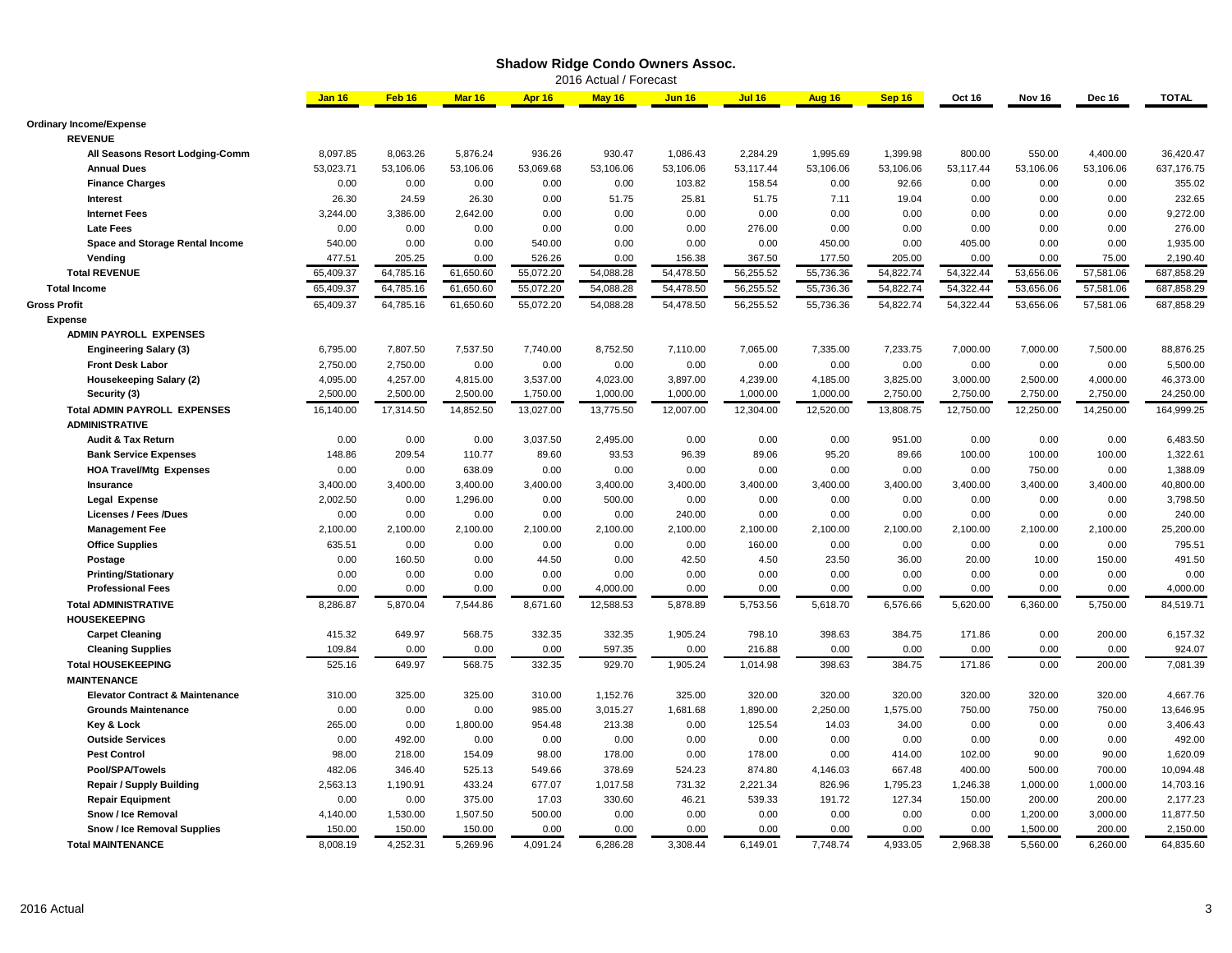# Shadow Ridge Condo Owners Assoc.

2016 Actual / Forecast

| | Jan 16 | Feb 16 | Mar 16 | Apr 16 | May 16 | Jun 16 | Jul 16 | Aug 16 | Sep 16 | Oct 16 | Nov 16 | Dec 16 | TOTAL |
|---|---|---|---|---|---|---|---|---|---|---|---|---|---|
| **Ordinary Income/Expense** | | | | | | | | | | | | | |
| **REVENUE** | | | | | | | | | | | | | |
| **All Seasons Resort Lodging-Comm** | 8,097.85 | 8,063.26 | 5,876.24 | 936.26 | 930.47 | 1,086.43 | 2,284.29 | 1,995.69 | 1,399.98 | 800.00 | 550.00 | 4,400.00 | 36,420.47 |
| **Annual Dues** | 53,023.71 | 53,106.06 | 53,106.06 | 53,069.68 | 53,106.06 | 53,106.06 | 53,117.44 | 53,106.06 | 53,106.06 | 53,117.44 | 53,106.06 | 53,106.06 | 637,176.75 |
| **Finance Charges** | 0.00 | 0.00 | 0.00 | 0.00 | 0.00 | 103.82 | 158.54 | 0.00 | 92.66 | 0.00 | 0.00 | 0.00 | 355.02 |
| **Interest** | 26.30 | 24.59 | 26.30 | 0.00 | 51.75 | 25.81 | 51.75 | 7.11 | 19.04 | 0.00 | 0.00 | 0.00 | 232.65 |
| **Internet Fees** | 3,244.00 | 3,386.00 | 2,642.00 | 0.00 | 0.00 | 0.00 | 0.00 | 0.00 | 0.00 | 0.00 | 0.00 | 0.00 | 9,272.00 |
| **Late Fees** | 0.00 | 0.00 | 0.00 | 0.00 | 0.00 | 0.00 | 276.00 | 0.00 | 0.00 | 0.00 | 0.00 | 0.00 | 276.00 |
| **Space and Storage Rental Income** | 540.00 | 0.00 | 0.00 | 540.00 | 0.00 | 0.00 | 0.00 | 450.00 | 0.00 | 405.00 | 0.00 | 0.00 | 1,935.00 |
| **Vending** | 477.51 | 205.25 | 0.00 | 526.26 | 0.00 | 156.38 | 367.50 | 177.50 | 205.00 | 0.00 | 0.00 | 75.00 | 2,190.40 |
| **Total REVENUE** | 65,409.37 | 64,785.16 | 61,650.60 | 55,072.20 | 54,088.28 | 54,478.50 | 56,255.52 | 55,736.36 | 54,822.74 | 54,322.44 | 53,656.06 | 57,581.06 | 687,858.29 |
| **Total Income** | 65,409.37 | 64,785.16 | 61,650.60 | 55,072.20 | 54,088.28 | 54,478.50 | 56,255.52 | 55,736.36 | 54,822.74 | 54,322.44 | 53,656.06 | 57,581.06 | 687,858.29 |
| **Gross Profit** | 65,409.37 | 64,785.16 | 61,650.60 | 55,072.20 | 54,088.28 | 54,478.50 | 56,255.52 | 55,736.36 | 54,822.74 | 54,322.44 | 53,656.06 | 57,581.06 | 687,858.29 |
| **Expense** | | | | | | | | | | | | | |
| **ADMIN PAYROLL EXPENSES** | | | | | | | | | | | | | |
| **Engineering Salary (3)** | 6,795.00 | 7,807.50 | 7,537.50 | 7,740.00 | 8,752.50 | 7,110.00 | 7,065.00 | 7,335.00 | 7,233.75 | 7,000.00 | 7,000.00 | 7,500.00 | 88,876.25 |
| **Front Desk Labor** | 2,750.00 | 2,750.00 | 0.00 | 0.00 | 0.00 | 0.00 | 0.00 | 0.00 | 0.00 | 0.00 | 0.00 | 0.00 | 5,500.00 |
| **Housekeeping Salary (2)** | 4,095.00 | 4,257.00 | 4,815.00 | 3,537.00 | 4,023.00 | 3,897.00 | 4,239.00 | 4,185.00 | 3,825.00 | 3,000.00 | 2,500.00 | 4,000.00 | 46,373.00 |
| **Security (3)** | 2,500.00 | 2,500.00 | 2,500.00 | 1,750.00 | 1,000.00 | 1,000.00 | 1,000.00 | 1,000.00 | 2,750.00 | 2,750.00 | 2,750.00 | 2,750.00 | 24,250.00 |
| **Total ADMIN PAYROLL EXPENSES** | 16,140.00 | 17,314.50 | 14,852.50 | 13,027.00 | 13,775.50 | 12,007.00 | 12,304.00 | 12,520.00 | 13,808.75 | 12,750.00 | 12,250.00 | 14,250.00 | 164,999.25 |
| **ADMINISTRATIVE** | | | | | | | | | | | | | |
| **Audit & Tax Return** | 0.00 | 0.00 | 0.00 | 3,037.50 | 2,495.00 | 0.00 | 0.00 | 0.00 | 951.00 | 0.00 | 0.00 | 0.00 | 6,483.50 |
| **Bank Service Expenses** | 148.86 | 209.54 | 110.77 | 89.60 | 93.53 | 96.39 | 89.06 | 95.20 | 89.66 | 100.00 | 100.00 | 100.00 | 1,322.61 |
| **HOA Travel/Mtg Expenses** | 0.00 | 0.00 | 638.09 | 0.00 | 0.00 | 0.00 | 0.00 | 0.00 | 0.00 | 0.00 | 750.00 | 0.00 | 1,388.09 |
| **Insurance** | 3,400.00 | 3,400.00 | 3,400.00 | 3,400.00 | 3,400.00 | 3,400.00 | 3,400.00 | 3,400.00 | 3,400.00 | 3,400.00 | 3,400.00 | 3,400.00 | 40,800.00 |
| **Legal Expense** | 2,002.50 | 0.00 | 1,296.00 | 0.00 | 500.00 | 0.00 | 0.00 | 0.00 | 0.00 | 0.00 | 0.00 | 0.00 | 3,798.50 |
| **Licenses / Fees /Dues** | 0.00 | 0.00 | 0.00 | 0.00 | 0.00 | 240.00 | 0.00 | 0.00 | 0.00 | 0.00 | 0.00 | 0.00 | 240.00 |
| **Management Fee** | 2,100.00 | 2,100.00 | 2,100.00 | 2,100.00 | 2,100.00 | 2,100.00 | 2,100.00 | 2,100.00 | 2,100.00 | 2,100.00 | 2,100.00 | 2,100.00 | 25,200.00 |
| **Office Supplies** | 635.51 | 0.00 | 0.00 | 0.00 | 0.00 | 0.00 | 160.00 | 0.00 | 0.00 | 0.00 | 0.00 | 0.00 | 795.51 |
| **Postage** | 0.00 | 160.50 | 0.00 | 44.50 | 0.00 | 42.50 | 4.50 | 23.50 | 36.00 | 20.00 | 10.00 | 150.00 | 491.50 |
| **Printing/Stationary** | 0.00 | 0.00 | 0.00 | 0.00 | 0.00 | 0.00 | 0.00 | 0.00 | 0.00 | 0.00 | 0.00 | 0.00 | 0.00 |
| **Professional Fees** | 0.00 | 0.00 | 0.00 | 0.00 | 4,000.00 | 0.00 | 0.00 | 0.00 | 0.00 | 0.00 | 0.00 | 0.00 | 4,000.00 |
| **Total ADMINISTRATIVE** | 8,286.87 | 5,870.04 | 7,544.86 | 8,671.60 | 12,588.53 | 5,878.89 | 5,753.56 | 5,618.70 | 6,576.66 | 5,620.00 | 6,360.00 | 5,750.00 | 84,519.71 |
| **HOUSEKEEPING** | | | | | | | | | | | | | |
| **Carpet Cleaning** | 415.32 | 649.97 | 568.75 | 332.35 | 332.35 | 1,905.24 | 798.10 | 398.63 | 384.75 | 171.86 | 0.00 | 200.00 | 6,157.32 |
| **Cleaning Supplies** | 109.84 | 0.00 | 0.00 | 0.00 | 597.35 | 0.00 | 216.88 | 0.00 | 0.00 | 0.00 | 0.00 | 0.00 | 924.07 |
| **Total HOUSEKEEPING** | 525.16 | 649.97 | 568.75 | 332.35 | 929.70 | 1,905.24 | 1,014.98 | 398.63 | 384.75 | 171.86 | 0.00 | 200.00 | 7,081.39 |
| **MAINTENANCE** | | | | | | | | | | | | | |
| **Elevator Contract & Maintenance** | 310.00 | 325.00 | 325.00 | 310.00 | 1,152.76 | 325.00 | 320.00 | 320.00 | 320.00 | 320.00 | 320.00 | 320.00 | 4,667.76 |
| **Grounds Maintenance** | 0.00 | 0.00 | 0.00 | 985.00 | 3,015.27 | 1,681.68 | 1,890.00 | 2,250.00 | 1,575.00 | 750.00 | 750.00 | 750.00 | 13,646.95 |
| **Key & Lock** | 265.00 | 0.00 | 1,800.00 | 954.48 | 213.38 | 0.00 | 125.54 | 14.03 | 34.00 | 0.00 | 0.00 | 0.00 | 3,406.43 |
| **Outside Services** | 0.00 | 492.00 | 0.00 | 0.00 | 0.00 | 0.00 | 0.00 | 0.00 | 0.00 | 0.00 | 0.00 | 0.00 | 492.00 |
| **Pest Control** | 98.00 | 218.00 | 154.09 | 98.00 | 178.00 | 0.00 | 178.00 | 0.00 | 414.00 | 102.00 | 90.00 | 90.00 | 1,620.09 |
| **Pool/SPA/Towels** | 482.06 | 346.40 | 525.13 | 549.66 | 378.69 | 524.23 | 874.80 | 4,146.03 | 667.48 | 400.00 | 500.00 | 700.00 | 10,094.48 |
| **Repair / Supply Building** | 2,563.13 | 1,190.91 | 433.24 | 677.07 | 1,017.58 | 731.32 | 2,221.34 | 826.96 | 1,795.23 | 1,246.38 | 1,000.00 | 1,000.00 | 14,703.16 |
| **Repair Equipment** | 0.00 | 0.00 | 375.00 | 17.03 | 330.60 | 46.21 | 539.33 | 191.72 | 127.34 | 150.00 | 200.00 | 200.00 | 2,177.23 |
| **Snow / Ice Removal** | 4,140.00 | 1,530.00 | 1,507.50 | 500.00 | 0.00 | 0.00 | 0.00 | 0.00 | 0.00 | 0.00 | 1,200.00 | 3,000.00 | 11,877.50 |
| **Snow / Ice Removal Supplies** | 150.00 | 150.00 | 150.00 | 0.00 | 0.00 | 0.00 | 0.00 | 0.00 | 0.00 | 0.00 | 1,500.00 | 200.00 | 2,150.00 |
| **Total MAINTENANCE** | 8,008.19 | 4,252.31 | 5,269.96 | 4,091.24 | 6,286.28 | 3,308.44 | 6,149.01 | 7,748.74 | 4,933.05 | 2,968.38 | 5,560.00 | 6,260.00 | 64,835.60 |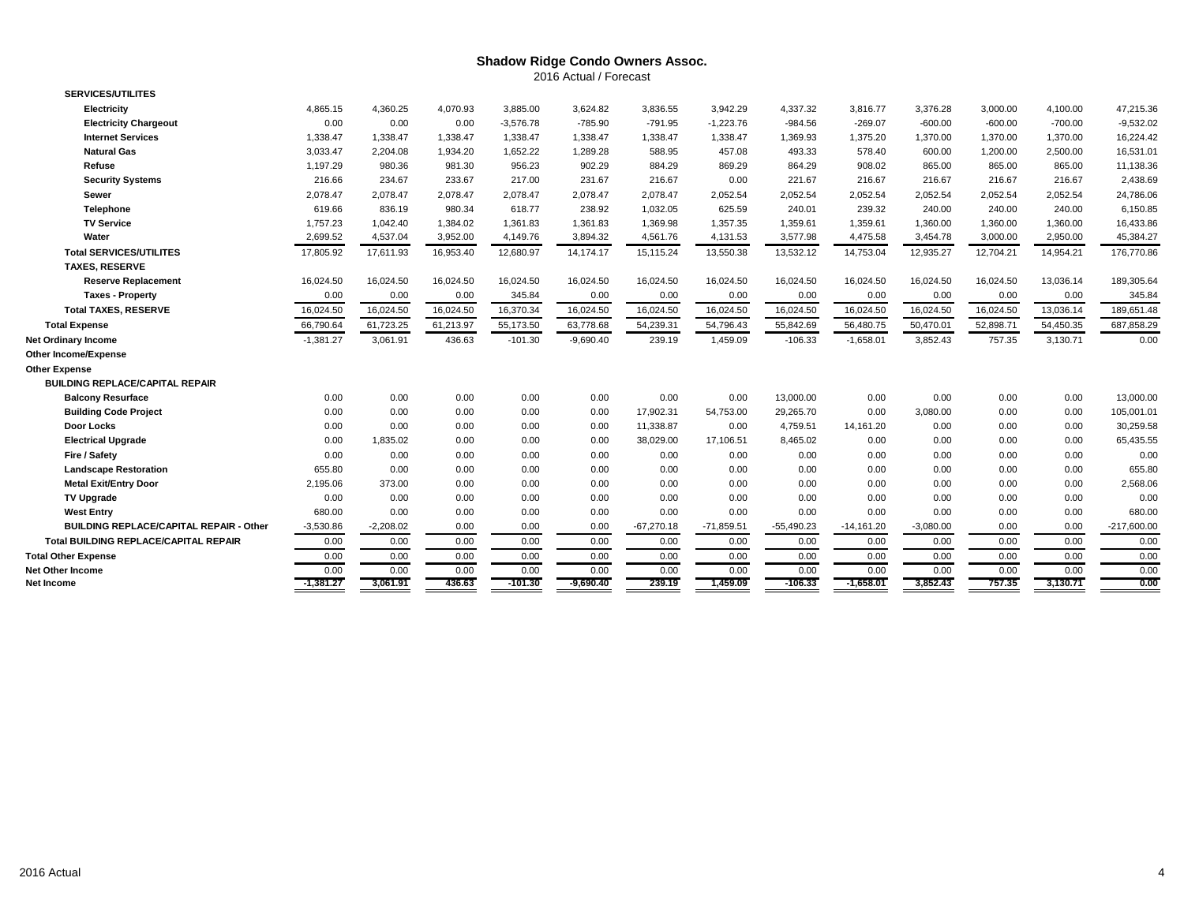## Shadow Ridge Condo Owners Assoc.

2016 Actual / Forecast

| | | | | | | | | | | | | | |
|---|---|---|---|---|---|---|---|---|---|---|---|---|---|
| **SERVICES/UTILITES** | | | | | | | | | | | | | |
| **Electricity** | 4,865.15 | 4,360.25 | 4,070.93 | 3,885.00 | 3,624.82 | 3,836.55 | 3,942.29 | 4,337.32 | 3,816.77 | 3,376.28 | 3,000.00 | 4,100.00 | 47,215.36 |
| **Electricity Chargeout** | 0.00 | 0.00 | 0.00 | -3,576.78 | -785.90 | -791.95 | -1,223.76 | -984.56 | -269.07 | -600.00 | -600.00 | -700.00 | -9,532.02 |
| **Internet Services** | 1,338.47 | 1,338.47 | 1,338.47 | 1,338.47 | 1,338.47 | 1,338.47 | 1,338.47 | 1,369.93 | 1,375.20 | 1,370.00 | 1,370.00 | 1,370.00 | 16,224.42 |
| **Natural Gas** | 3,033.47 | 2,204.08 | 1,934.20 | 1,652.22 | 1,289.28 | 588.95 | 457.08 | 493.33 | 578.40 | 600.00 | 1,200.00 | 2,500.00 | 16,531.01 |
| **Refuse** | 1,197.29 | 980.36 | 981.30 | 956.23 | 902.29 | 884.29 | 869.29 | 864.29 | 908.02 | 865.00 | 865.00 | 865.00 | 11,138.36 |
| **Security Systems** | 216.66 | 234.67 | 233.67 | 217.00 | 231.67 | 216.67 | 0.00 | 221.67 | 216.67 | 216.67 | 216.67 | 216.67 | 2,438.69 |
| **Sewer** | 2,078.47 | 2,078.47 | 2,078.47 | 2,078.47 | 2,078.47 | 2,078.47 | 2,052.54 | 2,052.54 | 2,052.54 | 2,052.54 | 2,052.54 | 2,052.54 | 24,786.06 |
| **Telephone** | 619.66 | 836.19 | 980.34 | 618.77 | 238.92 | 1,032.05 | 625.59 | 240.01 | 239.32 | 240.00 | 240.00 | 240.00 | 6,150.85 |
| **TV Service** | 1,757.23 | 1,042.40 | 1,384.02 | 1,361.83 | 1,361.83 | 1,369.98 | 1,357.35 | 1,359.61 | 1,359.61 | 1,360.00 | 1,360.00 | 1,360.00 | 16,433.86 |
| **Water** | 2,699.52 | 4,537.04 | 3,952.00 | 4,149.76 | 3,894.32 | 4,561.76 | 4,131.53 | 3,577.98 | 4,475.58 | 3,454.78 | 3,000.00 | 2,950.00 | 45,384.27 |
| **Total SERVICES/UTILITES** | 17,805.92 | 17,611.93 | 16,953.40 | 12,680.97 | 14,174.17 | 15,115.24 | 13,550.38 | 13,532.12 | 14,753.04 | 12,935.27 | 12,704.21 | 14,954.21 | 176,770.86 |
| **TAXES, RESERVE** | | | | | | | | | | | | | |
| **Reserve Replacement** | 16,024.50 | 16,024.50 | 16,024.50 | 16,024.50 | 16,024.50 | 16,024.50 | 16,024.50 | 16,024.50 | 16,024.50 | 16,024.50 | 16,024.50 | 13,036.14 | 189,305.64 |
| **Taxes - Property** | 0.00 | 0.00 | 0.00 | 345.84 | 0.00 | 0.00 | 0.00 | 0.00 | 0.00 | 0.00 | 0.00 | 0.00 | 345.84 |
| **Total TAXES, RESERVE** | 16,024.50 | 16,024.50 | 16,024.50 | 16,370.34 | 16,024.50 | 16,024.50 | 16,024.50 | 16,024.50 | 16,024.50 | 16,024.50 | 16,024.50 | 13,036.14 | 189,651.48 |
| **Total Expense** | 66,790.64 | 61,723.25 | 61,213.97 | 55,173.50 | 63,778.68 | 54,239.31 | 54,796.43 | 55,842.69 | 56,480.75 | 50,470.01 | 52,898.71 | 54,450.35 | 687,858.29 |
| **Net Ordinary Income** | -1,381.27 | 3,061.91 | 436.63 | -101.30 | -9,690.40 | 239.19 | 1,459.09 | -106.33 | -1,658.01 | 3,852.43 | 757.35 | 3,130.71 | 0.00 |
| **Other Income/Expense** | | | | | | | | | | | | | |
| **Other Expense** | | | | | | | | | | | | | |
| **BUILDING REPLACE/CAPITAL REPAIR** | | | | | | | | | | | | | |
| **Balcony Resurface** | 0.00 | 0.00 | 0.00 | 0.00 | 0.00 | 0.00 | 0.00 | 13,000.00 | 0.00 | 0.00 | 0.00 | 0.00 | 13,000.00 |
| **Building Code Project** | 0.00 | 0.00 | 0.00 | 0.00 | 0.00 | 17,902.31 | 54,753.00 | 29,265.70 | 0.00 | 3,080.00 | 0.00 | 0.00 | 105,001.01 |
| **Door Locks** | 0.00 | 0.00 | 0.00 | 0.00 | 0.00 | 11,338.87 | 0.00 | 4,759.51 | 14,161.20 | 0.00 | 0.00 | 0.00 | 30,259.58 |
| **Electrical Upgrade** | 0.00 | 1,835.02 | 0.00 | 0.00 | 0.00 | 38,029.00 | 17,106.51 | 8,465.02 | 0.00 | 0.00 | 0.00 | 0.00 | 65,435.55 |
| **Fire / Safety** | 0.00 | 0.00 | 0.00 | 0.00 | 0.00 | 0.00 | 0.00 | 0.00 | 0.00 | 0.00 | 0.00 | 0.00 | 0.00 |
| **Landscape Restoration** | 655.80 | 0.00 | 0.00 | 0.00 | 0.00 | 0.00 | 0.00 | 0.00 | 0.00 | 0.00 | 0.00 | 0.00 | 655.80 |
| **Metal Exit/Entry Door** | 2,195.06 | 373.00 | 0.00 | 0.00 | 0.00 | 0.00 | 0.00 | 0.00 | 0.00 | 0.00 | 0.00 | 0.00 | 2,568.06 |
| **TV Upgrade** | 0.00 | 0.00 | 0.00 | 0.00 | 0.00 | 0.00 | 0.00 | 0.00 | 0.00 | 0.00 | 0.00 | 0.00 | 0.00 |
| **West Entry** | 680.00 | 0.00 | 0.00 | 0.00 | 0.00 | 0.00 | 0.00 | 0.00 | 0.00 | 0.00 | 0.00 | 0.00 | 680.00 |
| **BUILDING REPLACE/CAPITAL REPAIR - Other** | -3,530.86 | -2,208.02 | 0.00 | 0.00 | 0.00 | -67,270.18 | -71,859.51 | -55,490.23 | -14,161.20 | -3,080.00 | 0.00 | 0.00 | -217,600.00 |
| **Total BUILDING REPLACE/CAPITAL REPAIR** | 0.00 | 0.00 | 0.00 | 0.00 | 0.00 | 0.00 | 0.00 | 0.00 | 0.00 | 0.00 | 0.00 | 0.00 | 0.00 |
| **Total Other Expense** | 0.00 | 0.00 | 0.00 | 0.00 | 0.00 | 0.00 | 0.00 | 0.00 | 0.00 | 0.00 | 0.00 | 0.00 | 0.00 |
| **Net Other Income** | 0.00 | 0.00 | 0.00 | 0.00 | 0.00 | 0.00 | 0.00 | 0.00 | 0.00 | 0.00 | 0.00 | 0.00 | 0.00 |
| **Net Income** | **-1,381.27** | **3,061.91** | **436.63** | **-101.30** | **-9,690.40** | **239.19** | **1,459.09** | **-106.33** | **-1,658.01** | **3,852.43** | **757.35** | **3,130.71** | **0.00** |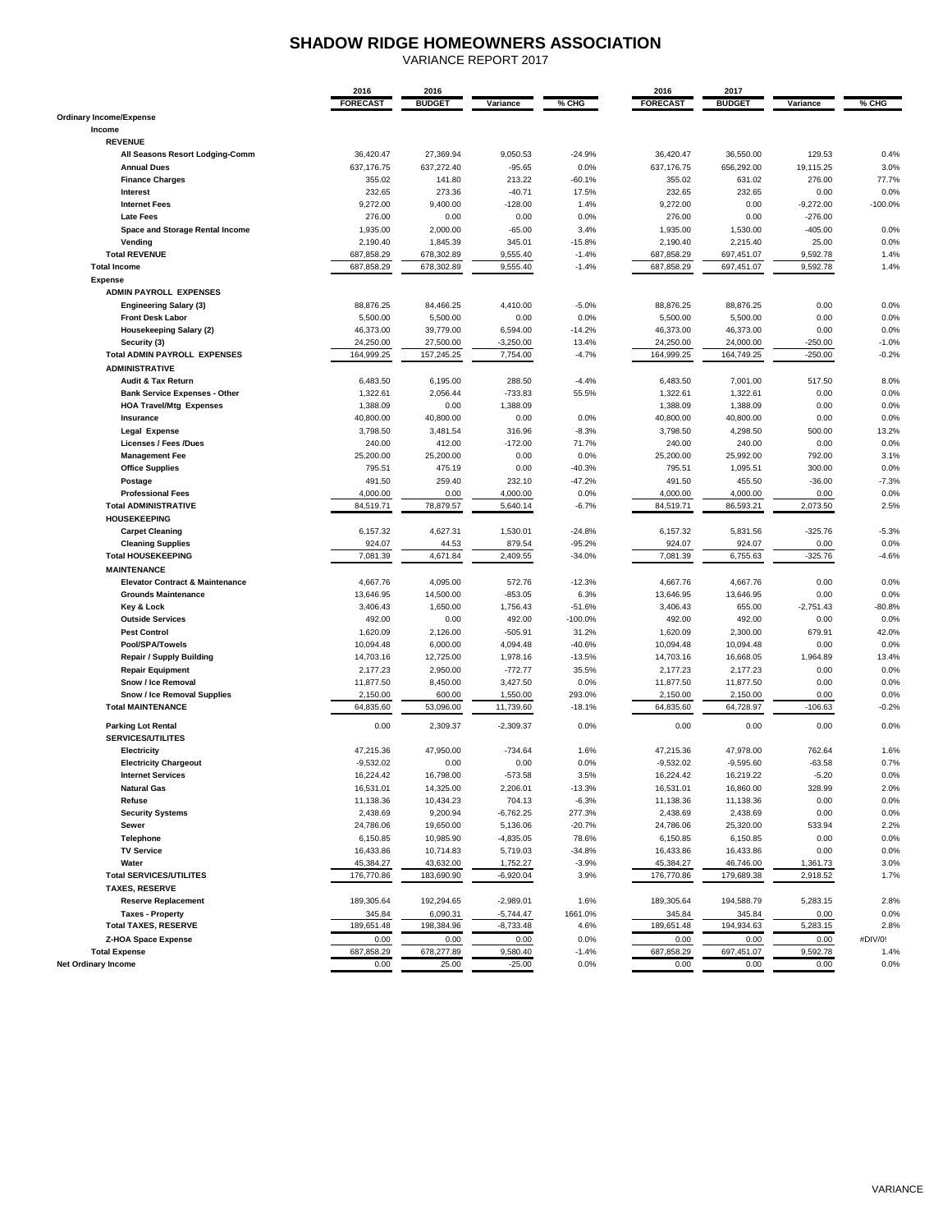# SHADOW RIDGE HOMEOWNERS ASSOCIATION

VARIANCE REPORT 2017

| | 2016 FORECAST | 2016 BUDGET | Variance | % CHG | 2016 FORECAST | 2017 BUDGET | Variance | % CHG |
|---|---|---|---|---|---|---|---|---|
| **Ordinary Income/Expense** | | | | | | | | |
| **Income** | | | | | | | | |
| **REVENUE** | | | | | | | | |
| **All Seasons Resort Lodging-Comm** | 36,420.47 | 27,369.94 | 9,050.53 | -24.9% | 36,420.47 | 36,550.00 | 129.53 | 0.4% |
| **Annual Dues** | 637,176.75 | 637,272.40 | -95.65 | 0.0% | 637,176.75 | 656,292.00 | 19,115.25 | 3.0% |
| **Finance Charges** | 355.02 | 141.80 | 213.22 | -60.1% | 355.02 | 631.02 | 276.00 | 77.7% |
| **Interest** | 232.65 | 273.36 | -40.71 | 17.5% | 232.65 | 232.65 | 0.00 | 0.0% |
| **Internet Fees** | 9,272.00 | 9,400.00 | -128.00 | 1.4% | 9,272.00 | 0.00 | -9,272.00 | -100.0% |
| **Late Fees** | 276.00 | 0.00 | 0.00 | 0.0% | 276.00 | 0.00 | -276.00 | |
| **Space and Storage Rental Income** | 1,935.00 | 2,000.00 | -65.00 | 3.4% | 1,935.00 | 1,530.00 | -405.00 | 0.0% |
| **Vending** | 2,190.40 | 1,845.39 | 345.01 | -15.8% | 2,190.40 | 2,215.40 | 25.00 | 0.0% |
| **Total REVENUE** | 687,858.29 | 678,302.89 | 9,555.40 | -1.4% | 687,858.29 | 697,451.07 | 9,592.78 | 1.4% |
| **Total Income** | 687,858.29 | 678,302.89 | 9,555.40 | -1.4% | 687,858.29 | 697,451.07 | 9,592.78 | 1.4% |
| **Expense** | | | | | | | | |
| **ADMIN PAYROLL EXPENSES** | | | | | | | | |
| **Engineering Salary (3)** | 88,876.25 | 84,466.25 | 4,410.00 | -5.0% | 88,876.25 | 88,876.25 | 0.00 | 0.0% |
| **Front Desk Labor** | 5,500.00 | 5,500.00 | 0.00 | 0.0% | 5,500.00 | 5,500.00 | 0.00 | 0.0% |
| **Housekeeping Salary (2)** | 46,373.00 | 39,779.00 | 6,594.00 | -14.2% | 46,373.00 | 46,373.00 | 0.00 | 0.0% |
| **Security (3)** | 24,250.00 | 27,500.00 | -3,250.00 | 13.4% | 24,250.00 | 24,000.00 | -250.00 | -1.0% |
| **Total ADMIN PAYROLL EXPENSES** | 164,999.25 | 157,245.25 | 7,754.00 | -4.7% | 164,999.25 | 164,749.25 | -250.00 | -0.2% |
| **ADMINISTRATIVE** | | | | | | | | |
| **Audit & Tax Return** | 6,483.50 | 6,195.00 | 288.50 | -4.4% | 6,483.50 | 7,001.00 | 517.50 | 8.0% |
| **Bank Service Expenses - Other** | 1,322.61 | 2,056.44 | -733.83 | 55.5% | 1,322.61 | 1,322.61 | 0.00 | 0.0% |
| **HOA Travel/Mtg Expenses** | 1,388.09 | 0.00 | 1,388.09 | | 1,388.09 | 1,388.09 | 0.00 | 0.0% |
| **Insurance** | 40,800.00 | 40,800.00 | 0.00 | 0.0% | 40,800.00 | 40,800.00 | 0.00 | 0.0% |
| **Legal Expense** | 3,798.50 | 3,481.54 | 316.96 | -8.3% | 3,798.50 | 4,298.50 | 500.00 | 13.2% |
| **Licenses / Fees /Dues** | 240.00 | 412.00 | -172.00 | 71.7% | 240.00 | 240.00 | 0.00 | 0.0% |
| **Management Fee** | 25,200.00 | 25,200.00 | 0.00 | 0.0% | 25,200.00 | 25,992.00 | 792.00 | 3.1% |
| **Office Supplies** | 795.51 | 475.19 | 0.00 | -40.3% | 795.51 | 1,095.51 | 300.00 | 0.0% |
| **Postage** | 491.50 | 259.40 | 232.10 | -47.2% | 491.50 | 455.50 | -36.00 | -7.3% |
| **Professional Fees** | 4,000.00 | 0.00 | 4,000.00 | 0.0% | 4,000.00 | 4,000.00 | 0.00 | 0.0% |
| **Total ADMINISTRATIVE** | 84,519.71 | 78,879.57 | 5,640.14 | -6.7% | 84,519.71 | 86,593.21 | 2,073.50 | 2.5% |
| **HOUSEKEEPING** | | | | | | | | |
| **Carpet Cleaning** | 6,157.32 | 4,627.31 | 1,530.01 | -24.8% | 6,157.32 | 5,831.56 | -325.76 | -5.3% |
| **Cleaning Supplies** | 924.07 | 44.53 | 879.54 | -95.2% | 924.07 | 924.07 | 0.00 | 0.0% |
| **Total HOUSEKEEPING** | 7,081.39 | 4,671.84 | 2,409.55 | -34.0% | 7,081.39 | 6,755.63 | -325.76 | -4.6% |
| **MAINTENANCE** | | | | | | | | |
| **Elevator Contract & Maintenance** | 4,667.76 | 4,095.00 | 572.76 | -12.3% | 4,667.76 | 4,667.76 | 0.00 | 0.0% |
| **Grounds Maintenance** | 13,646.95 | 14,500.00 | -853.05 | 6.3% | 13,646.95 | 13,646.95 | 0.00 | 0.0% |
| **Key & Lock** | 3,406.43 | 1,650.00 | 1,756.43 | -51.6% | 3,406.43 | 655.00 | -2,751.43 | -80.8% |
| **Outside Services** | 492.00 | 0.00 | 492.00 | -100.0% | 492.00 | 492.00 | 0.00 | 0.0% |
| **Pest Control** | 1,620.09 | 2,126.00 | -505.91 | 31.2% | 1,620.09 | 2,300.00 | 679.91 | 42.0% |
| **Pool/SPA/Towels** | 10,094.48 | 6,000.00 | 4,094.48 | -40.6% | 10,094.48 | 10,094.48 | 0.00 | 0.0% |
| **Repair / Supply Building** | 14,703.16 | 12,725.00 | 1,978.16 | -13.5% | 14,703.16 | 16,668.05 | 1,964.89 | 13.4% |
| **Repair Equipment** | 2,177.23 | 2,950.00 | -772.77 | 35.5% | 2,177.23 | 2,177.23 | 0.00 | 0.0% |
| **Snow / Ice Removal** | 11,877.50 | 8,450.00 | 3,427.50 | 0.0% | 11,877.50 | 11,877.50 | 0.00 | 0.0% |
| **Snow / Ice Removal Supplies** | 2,150.00 | 600.00 | 1,550.00 | 293.0% | 2,150.00 | 2,150.00 | 0.00 | 0.0% |
| **Total MAINTENANCE** | 64,835.60 | 53,096.00 | 11,739.60 | -18.1% | 64,835.60 | 64,728.97 | -106.63 | -0.2% |
| **Parking Lot Rental** | 0.00 | 2,309.37 | -2,309.37 | 0.0% | 0.00 | 0.00 | 0.00 | 0.0% |
| **SERVICES/UTILITES** | | | | | | | | |
| **Electricity** | 47,215.36 | 47,950.00 | -734.64 | 1.6% | 47,215.36 | 47,978.00 | 762.64 | 1.6% |
| **Electricity Chargeout** | -9,532.02 | 0.00 | 0.00 | 0.0% | -9,532.02 | -9,595.60 | -63.58 | 0.7% |
| **Internet Services** | 16,224.42 | 16,798.00 | -573.58 | 3.5% | 16,224.42 | 16,219.22 | -5.20 | 0.0% |
| **Natural Gas** | 16,531.01 | 14,325.00 | 2,206.01 | -13.3% | 16,531.01 | 16,860.00 | 328.99 | 2.0% |
| **Refuse** | 11,138.36 | 10,434.23 | 704.13 | -6.3% | 11,138.36 | 11,138.36 | 0.00 | 0.0% |
| **Security Systems** | 2,438.69 | 9,200.94 | -6,762.25 | 277.3% | 2,438.69 | 2,438.69 | 0.00 | 0.0% |
| **Sewer** | 24,786.06 | 19,650.00 | 5,136.06 | -20.7% | 24,786.06 | 25,320.00 | 533.94 | 2.2% |
| **Telephone** | 6,150.85 | 10,985.90 | -4,835.05 | 78.6% | 6,150.85 | 6,150.85 | 0.00 | 0.0% |
| **TV Service** | 16,433.86 | 10,714.83 | 5,719.03 | -34.8% | 16,433.86 | 16,433.86 | 0.00 | 0.0% |
| **Water** | 45,384.27 | 43,632.00 | 1,752.27 | -3.9% | 45,384.27 | 46,746.00 | 1,361.73 | 3.0% |
| **Total SERVICES/UTILITES** | 176,770.86 | 183,690.90 | -6,920.04 | 3.9% | 176,770.86 | 179,689.38 | 2,918.52 | 1.7% |
| **TAXES, RESERVE** | | | | | | | | |
| **Reserve Replacement** | 189,305.64 | 192,294.65 | -2,989.01 | 1.6% | 189,305.64 | 194,588.79 | 5,283.15 | 2.8% |
| **Taxes - Property** | 345.84 | 6,090.31 | -5,744.47 | 1661.0% | 345.84 | 345.84 | 0.00 | 0.0% |
| **Total TAXES, RESERVE** | 189,651.48 | 198,384.96 | -8,733.48 | 4.6% | 189,651.48 | 194,934.63 | 5,283.15 | 2.8% |
| **Z-HOA Space Expense** | 0.00 | 0.00 | 0.00 | 0.0% | 0.00 | 0.00 | 0.00 | #DIV/0! |
| **Total Expense** | 687,858.29 | 678,277.89 | 9,580.40 | -1.4% | 687,858.29 | 697,451.07 | 9,592.78 | 1.4% |
| **Net Ordinary Income** | 0.00 | 25.00 | -25.00 | 0.0% | 0.00 | 0.00 | 0.00 | 0.0% |

VARIANCE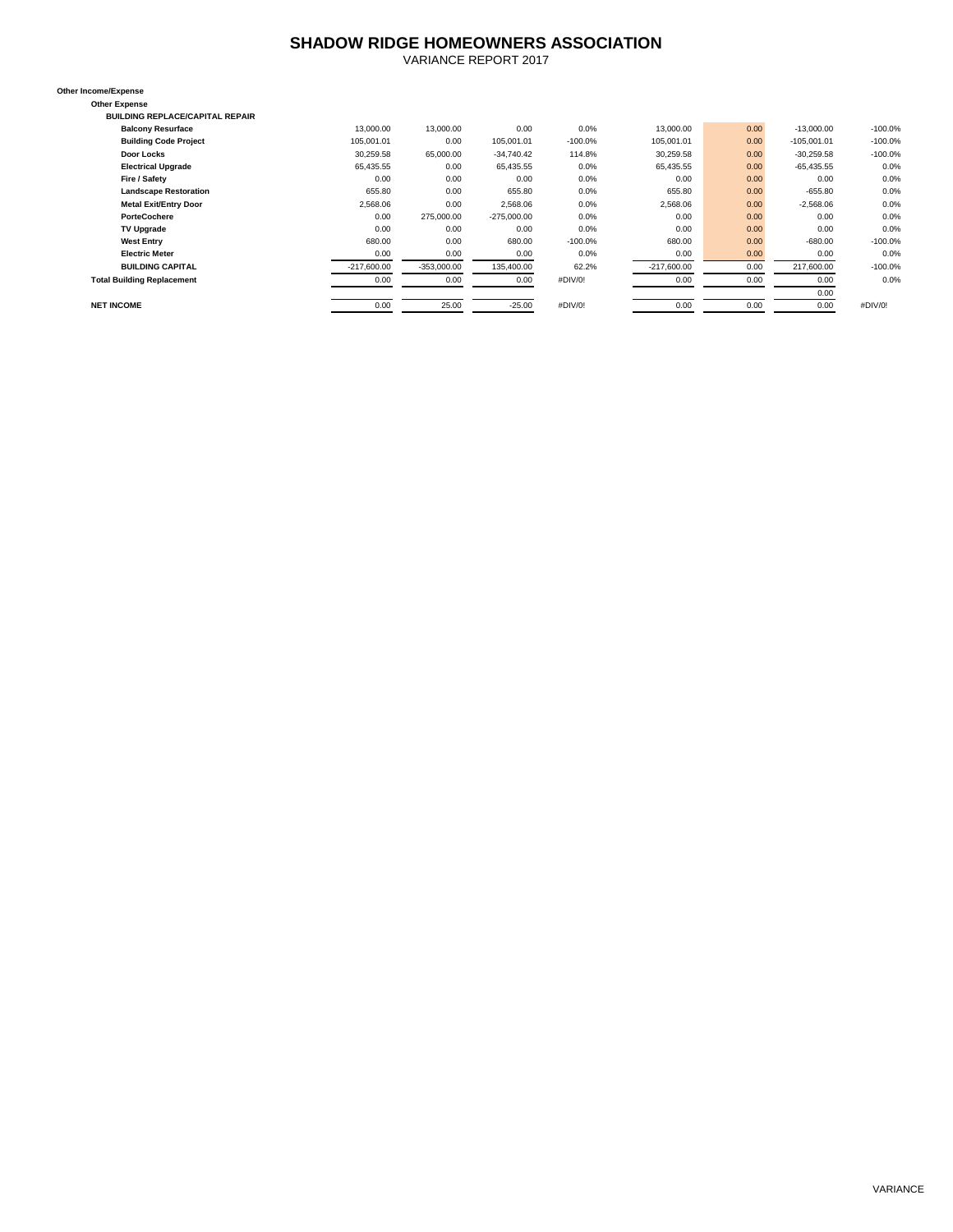# SHADOW RIDGE HOMEOWNERS ASSOCIATION

VARIANCE REPORT 2017

| | | | | | | | | |
|---|---|---|---|---|---|---|---|---|
| **Other Income/Expense** | | | | | | | | |
| **Other Expense** | | | | | | | | |
| **BUILDING REPLACE/CAPITAL REPAIR** | | | | | | | | |
| **Balcony Resurface** | 13,000.00 | 13,000.00 | 0.00 | 0.0% | 13,000.00 | 0.00 | -13,000.00 | -100.0% |
| **Building Code Project** | 105,001.01 | 0.00 | 105,001.01 | -100.0% | 105,001.01 | 0.00 | -105,001.01 | -100.0% |
| **Door Locks** | 30,259.58 | 65,000.00 | -34,740.42 | 114.8% | 30,259.58 | 0.00 | -30,259.58 | -100.0% |
| **Electrical Upgrade** | 65,435.55 | 0.00 | 65,435.55 | 0.0% | 65,435.55 | 0.00 | -65,435.55 | 0.0% |
| **Fire / Safety** | 0.00 | 0.00 | 0.00 | 0.0% | 0.00 | 0.00 | 0.00 | 0.0% |
| **Landscape Restoration** | 655.80 | 0.00 | 655.80 | 0.0% | 655.80 | 0.00 | -655.80 | 0.0% |
| **Metal Exit/Entry Door** | 2,568.06 | 0.00 | 2,568.06 | 0.0% | 2,568.06 | 0.00 | -2,568.06 | 0.0% |
| **PorteCochere** | 0.00 | 275,000.00 | -275,000.00 | 0.0% | 0.00 | 0.00 | 0.00 | 0.0% |
| **TV Upgrade** | 0.00 | 0.00 | 0.00 | 0.0% | 0.00 | 0.00 | 0.00 | 0.0% |
| **West Entry** | 680.00 | 0.00 | 680.00 | -100.0% | 680.00 | 0.00 | -680.00 | -100.0% |
| **Electric Meter** | 0.00 | 0.00 | 0.00 | 0.0% | 0.00 | 0.00 | 0.00 | 0.0% |
| **BUILDING CAPITAL** | -217,600.00 | -353,000.00 | 135,400.00 | 62.2% | -217,600.00 | 0.00 | 217,600.00 | -100.0% |
| **Total Building Replacement** | 0.00 | 0.00 | 0.00 | #DIV/0! | 0.00 | 0.00 | 0.00 | 0.0% |
| | | | | | | | 0.00 | |
| **NET INCOME** | 0.00 | 25.00 | -25.00 | #DIV/0! | 0.00 | 0.00 | 0.00 | #DIV/0! |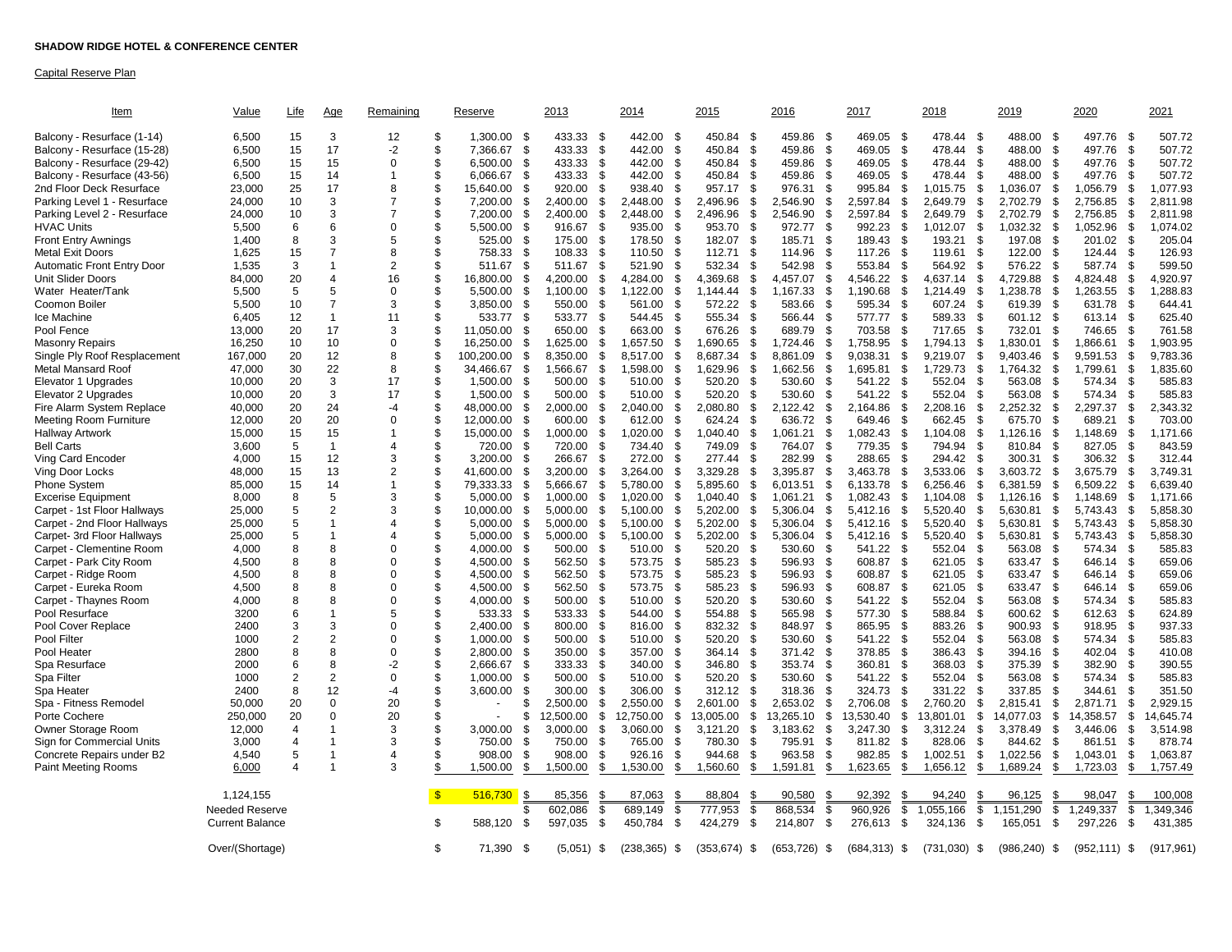**SHADOW RIDGE HOTEL & CONFERENCE CENTER**

Capital Reserve Plan

| Item | Value | Life | Age | Remaining | Reserve | 2013 | 2014 | 2015 | 2016 | 2017 | 2018 | 2019 | 2020 | 2021 |
|---|---|---|---|---|---|---|---|---|---|---|---|---|---|---|
| Balcony - Resurface (1-14) | 6,500 | 15 | 3 | 12 | $ 1,300.00 | $ 433.33 | $ 442.00 | $ 450.84 | $ 459.86 | $ 469.05 | $ 478.44 | $ 488.00 | $ 497.76 | $ 507.72 |
| Balcony - Resurface (15-28) | 6,500 | 15 | 17 | -2 | $ 7,366.67 | $ 433.33 | $ 442.00 | $ 450.84 | $ 459.86 | $ 469.05 | $ 478.44 | $ 488.00 | $ 497.76 | $ 507.72 |
| Balcony - Resurface (29-42) | 6,500 | 15 | 15 | 0 | $ 6,500.00 | $ 433.33 | $ 442.00 | $ 450.84 | $ 459.86 | $ 469.05 | $ 478.44 | $ 488.00 | $ 497.76 | $ 507.72 |
| Balcony - Resurface (43-56) | 6,500 | 15 | 14 | 1 | $ 6,066.67 | $ 433.33 | $ 442.00 | $ 450.84 | $ 459.86 | $ 469.05 | $ 478.44 | $ 488.00 | $ 497.76 | $ 507.72 |
| 2nd Floor Deck Resurface | 23,000 | 25 | 17 | 8 | $ 15,640.00 | $ 920.00 | $ 938.40 | $ 957.17 | $ 976.31 | $ 995.84 | $ 1,015.75 | $ 1,036.07 | $ 1,056.79 | $ 1,077.93 |
| Parking Level 1 - Resurface | 24,000 | 10 | 3 | 7 | $ 7,200.00 | $ 2,400.00 | $ 2,448.00 | $ 2,496.96 | $ 2,546.90 | $ 2,597.84 | $ 2,649.79 | $ 2,702.79 | $ 2,756.85 | $ 2,811.98 |
| Parking Level 2 - Resurface | 24,000 | 10 | 3 | 7 | $ 7,200.00 | $ 2,400.00 | $ 2,448.00 | $ 2,496.96 | $ 2,546.90 | $ 2,597.84 | $ 2,649.79 | $ 2,702.79 | $ 2,756.85 | $ 2,811.98 |
| HVAC Units | 5,500 | 6 | 6 | 0 | $ 5,500.00 | $ 916.67 | $ 935.00 | $ 953.70 | $ 972.77 | $ 992.23 | $ 1,012.07 | $ 1,032.32 | $ 1,052.96 | $ 1,074.02 |
| Front Entry Awnings | 1,400 | 8 | 3 | 5 | $ 525.00 | $ 175.00 | $ 178.50 | $ 182.07 | $ 185.71 | $ 189.43 | $ 193.21 | $ 197.08 | $ 201.02 | $ 205.04 |
| Metal Exit Doors | 1,625 | 15 | 7 | 8 | $ 758.33 | $ 108.33 | $ 110.50 | $ 112.71 | $ 114.96 | $ 117.26 | $ 119.61 | $ 122.00 | $ 124.44 | $ 126.93 |
| Automatic Front Entry Door | 1,535 | 3 | 1 | 2 | $ 511.67 | $ 511.67 | $ 521.90 | $ 532.34 | $ 542.98 | $ 553.84 | $ 564.92 | $ 576.22 | $ 587.74 | $ 599.50 |
| Unit Slider Doors | 84,000 | 20 | 4 | 16 | $ 16,800.00 | $ 4,200.00 | $ 4,284.00 | $ 4,369.68 | $ 4,457.07 | $ 4,546.22 | $ 4,637.14 | $ 4,729.88 | $ 4,824.48 | $ 4,920.97 |
| Water Heater/Tank | 5,500 | 5 | 5 | 0 | $ 5,500.00 | $ 1,100.00 | $ 1,122.00 | $ 1,144.44 | $ 1,167.33 | $ 1,190.68 | $ 1,214.49 | $ 1,238.78 | $ 1,263.55 | $ 1,288.83 |
| Coomon Boiler | 5,500 | 10 | 7 | 3 | $ 3,850.00 | $ 550.00 | $ 561.00 | $ 572.22 | $ 583.66 | $ 595.34 | $ 607.24 | $ 619.39 | $ 631.78 | $ 644.41 |
| Ice Machine | 6,405 | 12 | 1 | 11 | $ 533.77 | $ 533.77 | $ 544.45 | $ 555.34 | $ 566.44 | $ 577.77 | $ 589.33 | $ 601.12 | $ 613.14 | $ 625.40 |
| Pool Fence | 13,000 | 20 | 17 | 3 | $ 11,050.00 | $ 650.00 | $ 663.00 | $ 676.26 | $ 689.79 | $ 703.58 | $ 717.65 | $ 732.01 | $ 746.65 | $ 761.58 |
| Masonry Repairs | 16,250 | 10 | 10 | 0 | $ 16,250.00 | $ 1,625.00 | $ 1,657.50 | $ 1,690.65 | $ 1,724.46 | $ 1,758.95 | $ 1,794.13 | $ 1,830.01 | $ 1,866.61 | $ 1,903.95 |
| Single Ply Roof Replacement | 167,000 | 20 | 12 | 8 | $ 100,200.00 | $ 8,350.00 | $ 8,517.00 | $ 8,687.34 | $ 8,861.09 | $ 9,038.31 | $ 9,219.07 | $ 9,403.46 | $ 9,591.53 | $ 9,783.36 |
| Metal Mansard Roof | 47,000 | 30 | 22 | 8 | $ 34,466.67 | $ 1,566.67 | $ 1,598.00 | $ 1,629.96 | $ 1,662.56 | $ 1,695.81 | $ 1,729.73 | $ 1,764.32 | $ 1,799.61 | $ 1,835.60 |
| Elevator 1 Upgrades | 10,000 | 20 | 3 | 17 | $ 1,500.00 | $ 500.00 | $ 510.00 | $ 520.20 | $ 530.60 | $ 541.22 | $ 552.04 | $ 563.08 | $ 574.34 | $ 585.83 |
| Elevator 2 Upgrades | 10,000 | 20 | 3 | 17 | $ 1,500.00 | $ 500.00 | $ 510.00 | $ 520.20 | $ 530.60 | $ 541.22 | $ 552.04 | $ 563.08 | $ 574.34 | $ 585.83 |
| Fire Alarm System Replace | 40,000 | 20 | 24 | -4 | $ 48,000.00 | $ 2,000.00 | $ 2,040.00 | $ 2,080.80 | $ 2,122.42 | $ 2,164.86 | $ 2,208.16 | $ 2,252.32 | $ 2,297.37 | $ 2,343.32 |
| Meeting Room Furniture | 12,000 | 20 | 20 | 0 | $ 12,000.00 | $ 600.00 | $ 612.00 | $ 624.24 | $ 636.72 | $ 649.46 | $ 662.45 | $ 675.70 | $ 689.21 | $ 703.00 |
| Hallway Artwork | 15,000 | 15 | 15 | 1 | $ 15,000.00 | $ 1,000.00 | $ 1,020.00 | $ 1,040.40 | $ 1,061.21 | $ 1,082.43 | $ 1,104.08 | $ 1,126.16 | $ 1,148.69 | $ 1,171.66 |
| Bell Carts | 3,600 | 5 | 1 | 4 | $ 720.00 | $ 720.00 | $ 734.40 | $ 749.09 | $ 764.07 | $ 779.35 | $ 794.94 | $ 810.84 | $ 827.05 | $ 843.59 |
| Ving Card Encoder | 4,000 | 15 | 12 | 3 | $ 3,200.00 | $ 266.67 | $ 272.00 | $ 277.44 | $ 282.99 | $ 288.65 | $ 294.42 | $ 300.31 | $ 306.32 | $ 312.44 |
| Ving Door Locks | 48,000 | 15 | 13 | 2 | $ 41,600.00 | $ 3,200.00 | $ 3,264.00 | $ 3,329.28 | $ 3,395.87 | $ 3,463.78 | $ 3,533.06 | $ 3,603.72 | $ 3,675.79 | $ 3,749.31 |
| Phone System | 85,000 | 15 | 14 | 1 | $ 79,333.33 | $ 5,666.67 | $ 5,780.00 | $ 5,895.60 | $ 6,013.51 | $ 6,133.78 | $ 6,256.46 | $ 6,381.59 | $ 6,509.22 | $ 6,639.40 |
| Excerise Equipment | 8,000 | 8 | 5 | 3 | $ 5,000.00 | $ 1,000.00 | $ 1,020.00 | $ 1,040.40 | $ 1,061.21 | $ 1,082.43 | $ 1,104.08 | $ 1,126.16 | $ 1,148.69 | $ 1,171.66 |
| Carpet - 1st Floor Hallways | 25,000 | 5 | 2 | 3 | $ 10,000.00 | $ 5,000.00 | $ 5,100.00 | $ 5,202.00 | $ 5,306.04 | $ 5,412.16 | $ 5,520.40 | $ 5,630.81 | $ 5,743.43 | $ 5,858.30 |
| Carpet - 2nd Floor Hallways | 25,000 | 5 | 1 | 4 | $ 5,000.00 | $ 5,000.00 | $ 5,100.00 | $ 5,202.00 | $ 5,306.04 | $ 5,412.16 | $ 5,520.40 | $ 5,630.81 | $ 5,743.43 | $ 5,858.30 |
| Carpet- 3rd Floor Hallways | 25,000 | 5 | 1 | 4 | $ 5,000.00 | $ 5,000.00 | $ 5,100.00 | $ 5,202.00 | $ 5,306.04 | $ 5,412.16 | $ 5,520.40 | $ 5,630.81 | $ 5,743.43 | $ 5,858.30 |
| Carpet - Clementine Room | 4,000 | 8 | 8 | 0 | $ 4,000.00 | $ 500.00 | $ 510.00 | $ 520.20 | $ 530.60 | $ 541.22 | $ 552.04 | $ 563.08 | $ 574.34 | $ 585.83 |
| Carpet - Park City Room | 4,500 | 8 | 8 | 0 | $ 4,500.00 | $ 562.50 | $ 573.75 | $ 585.23 | $ 596.93 | $ 608.87 | $ 621.05 | $ 633.47 | $ 646.14 | $ 659.06 |
| Carpet - Ridge Room | 4,500 | 8 | 8 | 0 | $ 4,500.00 | $ 562.50 | $ 573.75 | $ 585.23 | $ 596.93 | $ 608.87 | $ 621.05 | $ 633.47 | $ 646.14 | $ 659.06 |
| Carpet - Eureka Room | 4,500 | 8 | 8 | 0 | $ 4,500.00 | $ 562.50 | $ 573.75 | $ 585.23 | $ 596.93 | $ 608.87 | $ 621.05 | $ 633.47 | $ 646.14 | $ 659.06 |
| Carpet - Thaynes Room | 4,000 | 8 | 8 | 0 | $ 4,000.00 | $ 500.00 | $ 510.00 | $ 520.20 | $ 530.60 | $ 541.22 | $ 552.04 | $ 563.08 | $ 574.34 | $ 585.83 |
| Pool Resurface | 3200 | 6 | 1 | 5 | $ 533.33 | $ 533.33 | $ 544.00 | $ 554.88 | $ 565.98 | $ 577.30 | $ 588.84 | $ 600.62 | $ 612.63 | $ 624.89 |
| Pool Cover Replace | 2400 | 3 | 3 | 0 | $ 2,400.00 | $ 800.00 | $ 816.00 | $ 832.32 | $ 848.97 | $ 865.95 | $ 883.26 | $ 900.93 | $ 918.95 | $ 937.33 |
| Pool Filter | 1000 | 2 | 2 | 0 | $ 1,000.00 | $ 500.00 | $ 510.00 | $ 520.20 | $ 530.60 | $ 541.22 | $ 552.04 | $ 563.08 | $ 574.34 | $ 585.83 |
| Pool Heater | 2800 | 8 | 8 | 0 | $ 2,800.00 | $ 350.00 | $ 357.00 | $ 364.14 | $ 371.42 | $ 378.85 | $ 386.43 | $ 394.16 | $ 402.04 | $ 410.08 |
| Spa Resurface | 2000 | 6 | 8 | -2 | $ 2,666.67 | $ 333.33 | $ 340.00 | $ 346.80 | $ 353.74 | $ 360.81 | $ 368.03 | $ 375.39 | $ 382.90 | $ 390.55 |
| Spa Filter | 1000 | 2 | 2 | 0 | $ 1,000.00 | $ 500.00 | $ 510.00 | $ 520.20 | $ 530.60 | $ 541.22 | $ 552.04 | $ 563.08 | $ 574.34 | $ 585.83 |
| Spa Heater | 2400 | 8 | 12 | -4 | $ 3,600.00 | $ 300.00 | $ 306.00 | $ 312.12 | $ 318.36 | $ 324.73 | $ 331.22 | $ 337.85 | $ 344.61 | $ 351.50 |
| Spa - Fitness Remodel | 50,000 | 20 | 0 | 20 | $ - | $ 2,500.00 | $ 2,550.00 | $ 2,601.00 | $ 2,653.02 | $ 2,706.08 | $ 2,760.20 | $ 2,815.41 | $ 2,871.71 | $ 2,929.15 |
| Porte Cochere | 250,000 | 20 | 0 | 20 | $ - | $ 12,500.00 | $ 12,750.00 | $ 13,005.00 | $ 13,265.10 | $ 13,530.40 | $ 13,801.01 | $ 14,077.03 | $ 14,358.57 | $ 14,645.74 |
| Owner Storage Room | 12,000 | 4 | 1 | 3 | $ 3,000.00 | $ 3,000.00 | $ 3,060.00 | $ 3,121.20 | $ 3,183.62 | $ 3,247.30 | $ 3,312.24 | $ 3,378.49 | $ 3,446.06 | $ 3,514.98 |
| Sign for Commercial Units | 3,000 | 4 | 1 | 3 | $ 750.00 | $ 750.00 | $ 765.00 | $ 780.30 | $ 795.91 | $ 811.82 | $ 828.06 | $ 844.62 | $ 861.51 | $ 878.74 |
| Concrete Repairs under B2 | 4,540 | 5 | 1 | 4 | $ 908.00 | $ 908.00 | $ 926.16 | $ 944.68 | $ 963.58 | $ 982.85 | $ 1,002.51 | $ 1,022.56 | $ 1,043.01 | $ 1,063.87 |
| Paint Meeting Rooms | 6,000 | 4 | 1 | 3 | $ 1,500.00 | $ 1,500.00 | $ 1,530.00 | $ 1,560.60 | $ 1,591.81 | $ 1,623.65 | $ 1,656.12 | $ 1,689.24 | $ 1,723.03 | $ 1,757.49 |
| | 1,124,155 | | | | $ 516,730 | $ 85,356 | $ 87,063 | $ 88,804 | $ 90,580 | $ 92,392 | $ 94,240 | $ 96,125 | $ 98,047 | $ 100,008 |
| | Needed Reserve | | | | | $ 602,086 | $ 689,149 | $ 777,953 | $ 868,534 | $ 960,926 | $ 1,055,166 | $ 1,151,290 | $ 1,249,337 | $ 1,349,346 |
| | Current Balance | | | | $ 588,120 | $ 597,035 | $ 450,784 | $ 424,279 | $ 214,807 | $ 276,613 | $ 324,136 | $ 165,051 | $ 297,226 | $ 431,385 |
| | Over/(Shortage) | | | | $ 71,390 | $ (5,051) | $ (238,365) | $ (353,674) | $ (653,726) | $ (684,313) | $ (731,030) | $ (986,240) | $ (952,111) | $ (917,961) |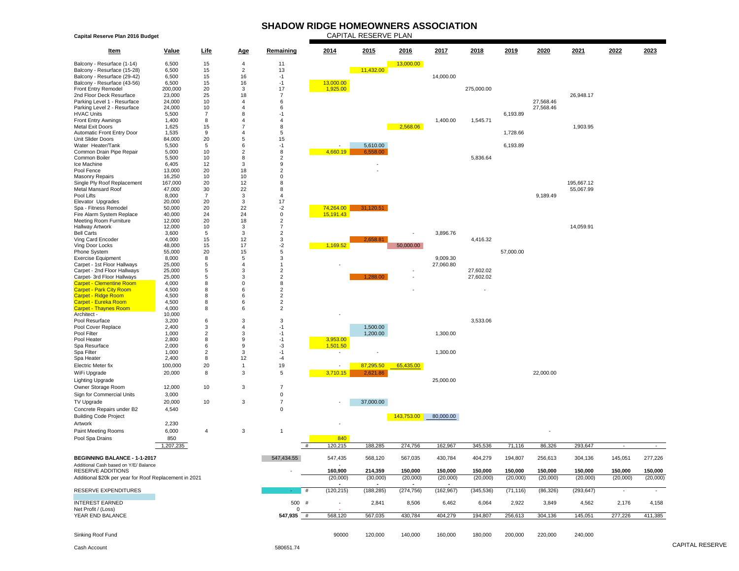# SHADOW RIDGE HOMEOWNERS ASSOCIATION

**Capital Reserve Plan 2016 Budget**

CAPITAL RESERVE PLAN

| Item | Value | Life | Age | Remaining | | 2014 | 2015 | 2016 | 2017 | 2018 | 2019 | 2020 | 2021 | 2022 | 2023 |
|---|---|---|---|---|---|---|---|---|---|---|---|---|---|---|---|
| Balcony - Resurface (1-14) | 6,500 | 15 | 4 | 11 | | | | 13,000.00 | | | | | | | |
| Balcony - Resurface (15-28) | 6,500 | 15 | 2 | 13 | | | 11,432.00 | | | | | | | | |
| Balcony - Resurface (29-42) | 6,500 | 15 | 16 | -1 | | | | | 14,000.00 | | | | | | |
| Balcony - Resurface (43-56) | 6,500 | 15 | 16 | -1 | | 13,000.00 | | | | | | | | | |
| Front Entry Remodel | 200,000 | 20 | 3 | 17 | | 1,925.00 | | | | 275,000.00 | | | | | |
| 2nd Floor Deck Resurface | 23,000 | 25 | 18 | 7 | | | | | | | | | 26,948.17 | | |
| Parking Level 1 - Resurface | 24,000 | 10 | 4 | 6 | | | | | | | | 27,568.46 | | | |
| Parking Level 2 - Resurface | 24,000 | 10 | 4 | 6 | | | | | | | | 27,568.46 | | | |
| HVAC Units | 5,500 | 7 | 8 | -1 | | | | | | | 6,193.89 | | | | |
| Front Entry Awnings | 1,400 | 8 | 4 | 4 | | | | | 1,400.00 | 1,545.71 | | | | | |
| Metal Exit Doors | 1,625 | 15 | 7 | 8 | | | | 2,568.06 | | | | | 1,903.95 | | |
| Automatic Front Entry Door | 1,535 | 9 | 4 | 5 | | | | | | | 1,728.66 | | | | |
| Unit Slider Doors | 84,000 | 20 | 5 | 15 | | | | | | | | | | | |
| Water Heater/Tank | 5,500 | 5 | 6 | -1 | | - | 5,610.00 | | | | 6,193.89 | | | | |
| Common Drain Pipe Repair | 5,000 | 10 | 2 | 8 | | 4,660.19 | 6,558.00 | | | | | | | | |
| Common Boiler | 5,500 | 8 | 6 | 2 | | | | | | 5,836.64 | | | | | |
| Ice Machine | 6,405 | 12 | 3 | 9 | | | - | | | | | | | | |
| Pool Fence | 13,000 | 20 | 18 | 2 | | | - | | | | | | | | |
| Masonry Repairs | 16,250 | 10 | 10 | 0 | | | | | | | | | | | |
| Single Ply Roof Replacement | 167,000 | 20 | 12 | 8 | | | | | | | | | 195,667.12 | | |
| Metal Mansard Roof | 47,000 | 30 | 22 | 8 | | | | | | | | | 55,067.99 | | |
| Pool Lifts | 8,000 | 7 | 3 | 4 | | | | | | | | 9,189.49 | | | |
| Elevator Upgrades | 20,000 | 20 | 3 | 17 | | | | | | | | | | | |
| Spa - Fitness Remodel | 50,000 | 20 | 22 | -2 | | 74,264.00 | 31,120.51 | | | | | | | | |
| Fire Alarm System Replace | 40,000 | 24 | 24 | 0 | | 15,191.43 | | | | | | | | | |
| Meeting Room Furniture | 12,000 | 20 | 18 | 2 | | | | | | | | | | | |
| Hallway Artwork | 12,000 | 10 | 3 | 7 | | | | | | | | | 14,059.91 | | |
| Bell Carts | 3,600 | 5 | 3 | 2 | | | | - | 3,896.76 | | | | | | |
| Ving Card Encoder | 4,000 | 15 | 12 | 3 | | | 2,658.81 | | | 4,416.32 | | | | | |
| Ving Door Locks | 48,000 | 15 | 17 | -2 | | 1,169.52 | | 50,000.00 | | | | | | | |
| Phone System | 55,000 | 20 | 15 | 5 | | | | | | | 57,000.00 | | | | |
| Exercise Equipment | 8,000 | 8 | 5 | 3 | | | | | 9,009.30 | | | | | | |
| Carpet - 1st Floor Hallways | 25,000 | 5 | 4 | 1 | | - | | | 27,060.80 | | | | | | |
| Carpet - 2nd Floor Hallways | 25,000 | 5 | 3 | 2 | | | | - | | 27,602.02 | | | | | |
| Carpet- 3rd Floor Hallways | 25,000 | 5 | 3 | 2 | | | 1,288.00 | - | | 27,602.02 | | | | | |
| Carpet - Clementine Room | 4,000 | 8 | 0 | 8 | | | | | | | | | | | |
| Carpet - Park City Room | 4,500 | 8 | 6 | 2 | | | | - | | - | | | | | |
| Carpet - Ridge Room | 4,500 | 8 | 6 | 2 | | | | | | | | | | | |
| Carpet - Eureka Room | 4,500 | 8 | 6 | 2 | | | | | | | | | | | |
| Carpet - Thaynes Room | 4,000 | 8 | 6 | 2 | | | | | | | | | | | |
| Architect - | 10,000 | | | | | - | | | | | | | | | |
| Pool Resurface | 3,200 | 6 | 3 | 3 | | | | | | 3,533.06 | | | | | |
| Pool Cover Replace | 2,400 | 3 | 4 | -1 | | | 1,500.00 | | | | | | | | |
| Pool Filter | 1,000 | 2 | 3 | -1 | | | 1,200.00 | | 1,300.00 | | | | | | |
| Pool Heater | 2,800 | 8 | 9 | -1 | | 3,953.00 | | | | | | | | | |
| Spa Resurface | 2,000 | 6 | 9 | -3 | | 1,501.50 | | | | | | | | | |
| Spa Filter | 1,000 | 2 | 3 | -1 | | - | - | | 1,300.00 | | | | | | |
| Spa Heater | 2,400 | 8 | 12 | -4 | | | | | | | | | | | |
| Electric Meter fix | 100,000 | 20 | 1 | 19 | | - | 87,295.50 | 65,435.00 | | | | | | | |
| WiFi Upgrade | 20,000 | 8 | 3 | 5 | | 3,710.15 | 2,621.86 | | | | | 22,000.00 | | | |
| Lighting Upgrade | | | | | | | | | 25,000.00 | | | | | | |
| Owner Storage Room | 12,000 | 10 | 3 | 7 | | | | | | | | | | | |
| Sign for Commercial Units | 3,000 | | | 0 | | | | | | | | | | | |
| TV Upgrade | 20,000 | 10 | 3 | 7 | | - | 37,000.00 | | | | | | | | |
| Concrete Repairs under B2 | 4,540 | | | 0 | | | | | | | | | | | |
| Building Code Project | | | | | | | | 143,753.00 | 80,000.00 | | | | | | |
| Artwork | 2,230 | | | | | - | | | | | | | | | |
| Paint Meeting Rooms | 6,000 | 4 | 3 | 1 | | | | | | | | - | | | |
| Pool Spa Drains | 850 | | | | | 840 | | | | | | | | | |
| | 1,207,235 | | | | # | 120,215 | 188,285 | 274,756 | 162,967 | 345,536 | 71,116 | 86,326 | 293,647 | - | - |
| **BEGINNING BALANCE - 1-1-2017** | | | | 547,434.55 | | 547,435 | 568,120 | 567,035 | 430,784 | 404,279 | 194,807 | 256,613 | 304,136 | 145,051 | 277,226 |
| Additional Cash based on Y/E/ Balance | | | | | | - | | | | | | | | | |
| RESERVE ADDITIONS | | | | - | | **160,900** | **214,359** | **150,000** | **150,000** | **150,000** | **150,000** | **150,000** | **150,000** | **150,000** | **150,000** |
| Additional $20k per year for Roof Replacement in 2021 | | | | | | (20,000) | (30,000) | (20,000) | (20,000) | (20,000) | (20,000) | (20,000) | (20,000) | (20,000) | (20,000) |
| | | | | | | - | - | - | - | | | | | | |
| RESERVE EXPENDITURES | | | | - | # | (120,215) | (188,285) | (274,756) | (162,967) | (345,536) | (71,116) | (86,326) | (293,647) | - | - |
| INTEREST EARNED | | | | 500 | # | - | 2,841 | 8,506 | 6,462 | 6,064 | 2,922 | 3,849 | 4,562 | 2,176 | 4,158 |
| Net Profit / (Loss) | | | | 0 | | - | | | | | | | | | |
| YEAR END BALANCE | | | | **547,935** | # | 568,120 | 567,035 | 430,784 | 404,279 | 194,807 | 256,613 | 304,136 | 145,051 | 277,226 | 411,385 |
| Sinking Roof Fund | | | | | | 90000 | 120,000 | 140,000 | 160,000 | 180,000 | 200,000 | 220,000 | 240,000 | | |
| Cash Account | | | | 580651.74 | | | | | | | | | | | |

CAPITAL RESERVE